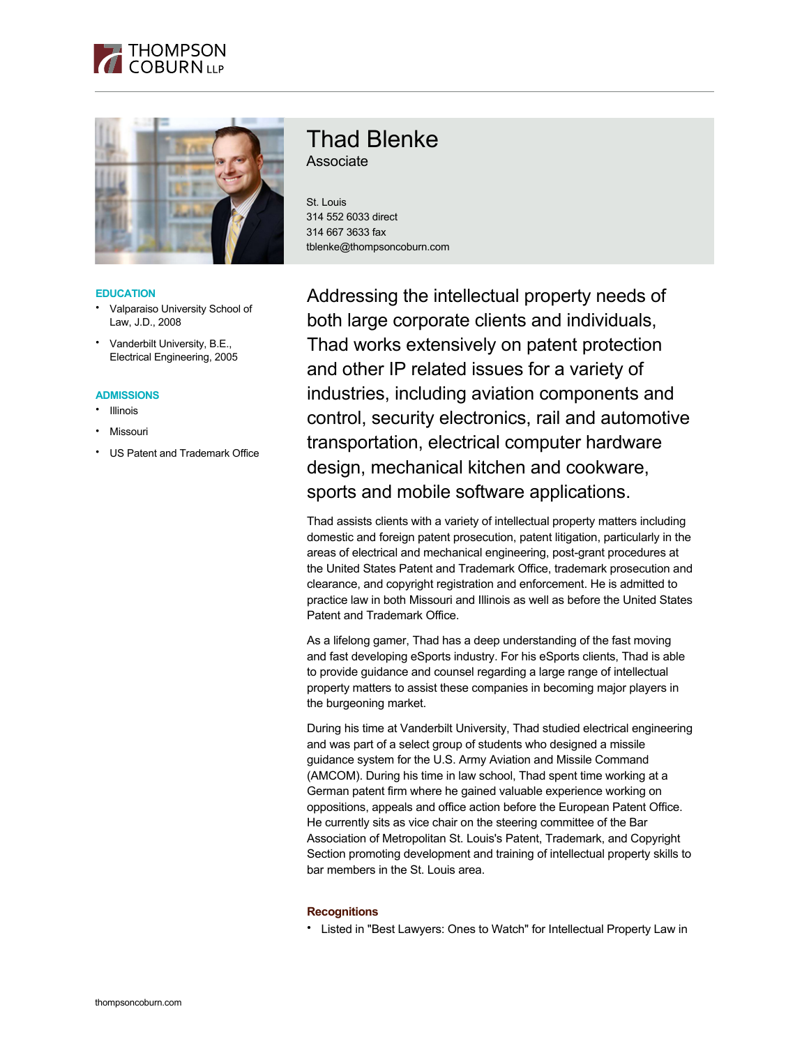# Thad Blenke

Associate

St. Louis
314 552 6033 direct
314 667 3633 fax
tblenke@thompsoncoburn.com

## EDUCATION

- Valparaiso University School of Law, J.D., 2008
- Vanderbilt University, B.E., Electrical Engineering, 2005

## ADMISSIONS

- Illinois
- Missouri
- US Patent and Trademark Office

Addressing the intellectual property needs of both large corporate clients and individuals, Thad works extensively on patent protection and other IP related issues for a variety of industries, including aviation components and control, security electronics, rail and automotive transportation, electrical computer hardware design, mechanical kitchen and cookware, sports and mobile software applications.

Thad assists clients with a variety of intellectual property matters including domestic and foreign patent prosecution, patent litigation, particularly in the areas of electrical and mechanical engineering, post-grant procedures at the United States Patent and Trademark Office, trademark prosecution and clearance, and copyright registration and enforcement. He is admitted to practice law in both Missouri and Illinois as well as before the United States Patent and Trademark Office.

As a lifelong gamer, Thad has a deep understanding of the fast moving and fast developing eSports industry. For his eSports clients, Thad is able to provide guidance and counsel regarding a large range of intellectual property matters to assist these companies in becoming major players in the burgeoning market.

During his time at Vanderbilt University, Thad studied electrical engineering and was part of a select group of students who designed a missile guidance system for the U.S. Army Aviation and Missile Command (AMCOM). During his time in law school, Thad spent time working at a German patent firm where he gained valuable experience working on oppositions, appeals and office action before the European Patent Office. He currently sits as vice chair on the steering committee of the Bar Association of Metropolitan St. Louis's Patent, Trademark, and Copyright Section promoting development and training of intellectual property skills to bar members in the St. Louis area.

### Recognitions

- Listed in "Best Lawyers: Ones to Watch" for Intellectual Property Law in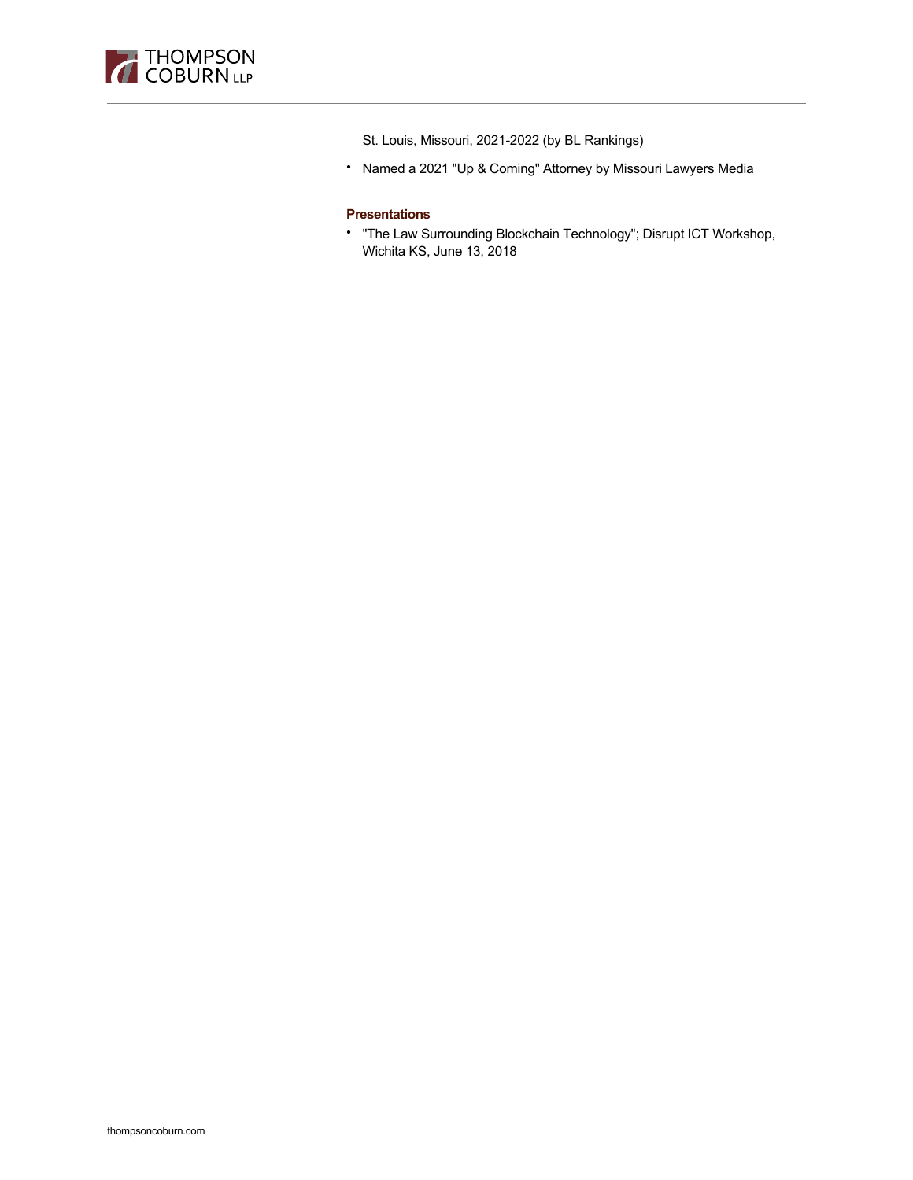St. Louis, Missouri, 2021-2022 (by BL Rankings)

- Named a 2021 "Up & Coming" Attorney by Missouri Lawyers Media

### Presentations

- "The Law Surrounding Blockchain Technology"; Disrupt ICT Workshop, Wichita KS, June 13, 2018